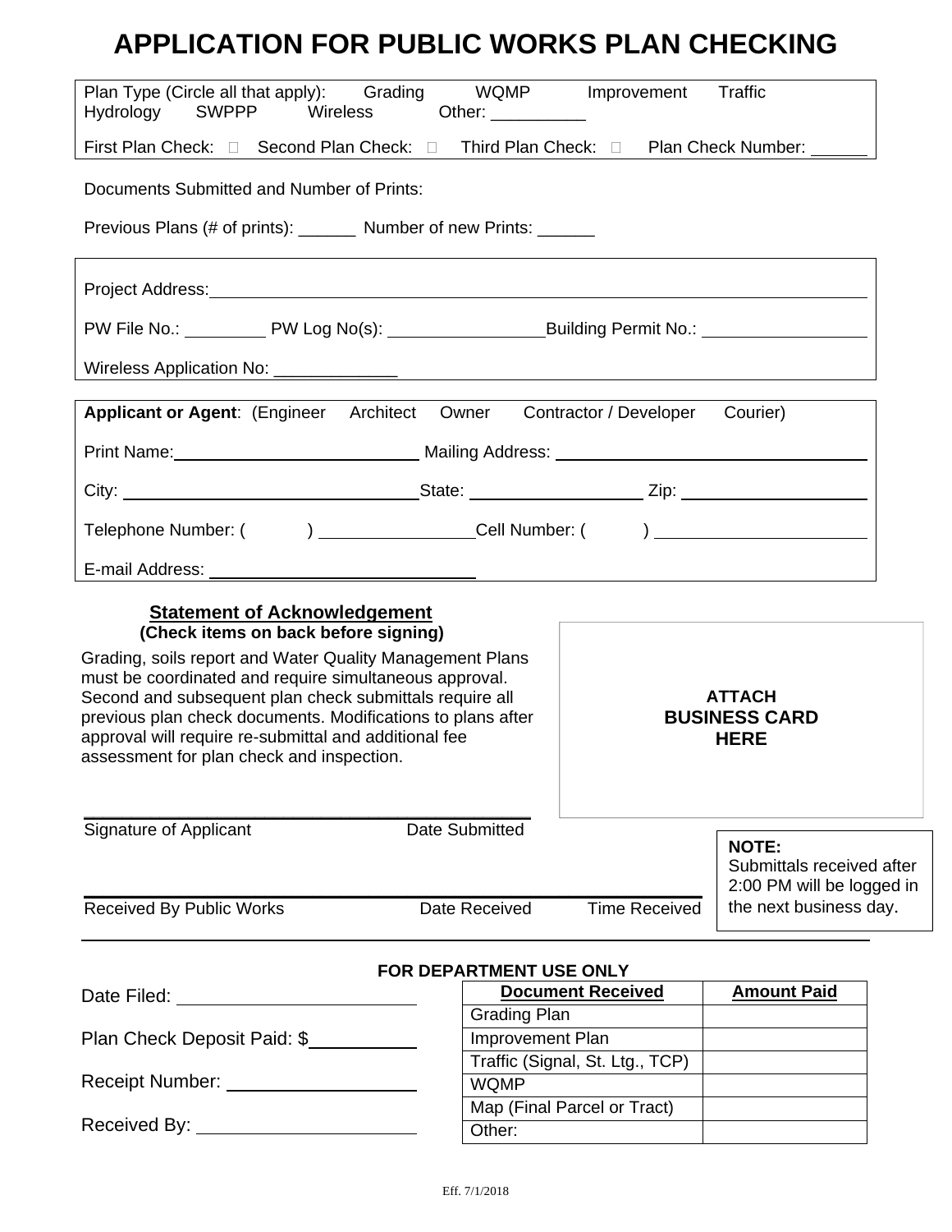# APPLICATION FOR PUBLIC WORKS PLAN CHECKING

Plan Type (Circle all that apply): Grading WQMP Improvement Traffic Hydrology SWPPP Wireless Other: __________

First Plan Check: ☐ Second Plan Check: ☐ Third Plan Check: ☐ Plan Check Number: ______

Documents Submitted and Number of Prints:

Previous Plans (# of prints): ______ Number of new Prints: ______

Project Address: ____________________

PW File No.: __________ PW Log No(s): __________ Building Permit No.: __________

Wireless Application No: _____________

**Applicant or Agent**: (Engineer Architect Owner Contractor / Developer Courier)

Print Name: __________ Mailing Address: __________

City: __________ State: __________ Zip: __________

Telephone Number: ( ) __________ Cell Number: ( ) __________

E-mail Address: __________

**Statement of Acknowledgement**
**(Check items on back before signing)**

Grading, soils report and Water Quality Management Plans must be coordinated and require simultaneous approval. Second and subsequent plan check submittals require all previous plan check documents. Modifications to plans after approval will require re-submittal and additional fee assessment for plan check and inspection.

**ATTACH BUSINESS CARD HERE**

____________________
Signature of Applicant Date Submitted

____________________
Received By Public Works Date Received Time Received

**NOTE:**
Submittals received after 2:00 PM will be logged in the next business day.

**FOR DEPARTMENT USE ONLY**

Date Filed: __________

Plan Check Deposit Paid: $__________

Receipt Number: __________

Received By: __________

| Document Received | Amount Paid |
|---|---|
| Grading Plan | |
| Improvement Plan | |
| Traffic (Signal, St. Ltg., TCP) | |
| WQMP | |
| Map (Final Parcel or Tract) | |
| Other: | |

Eff. 7/1/2018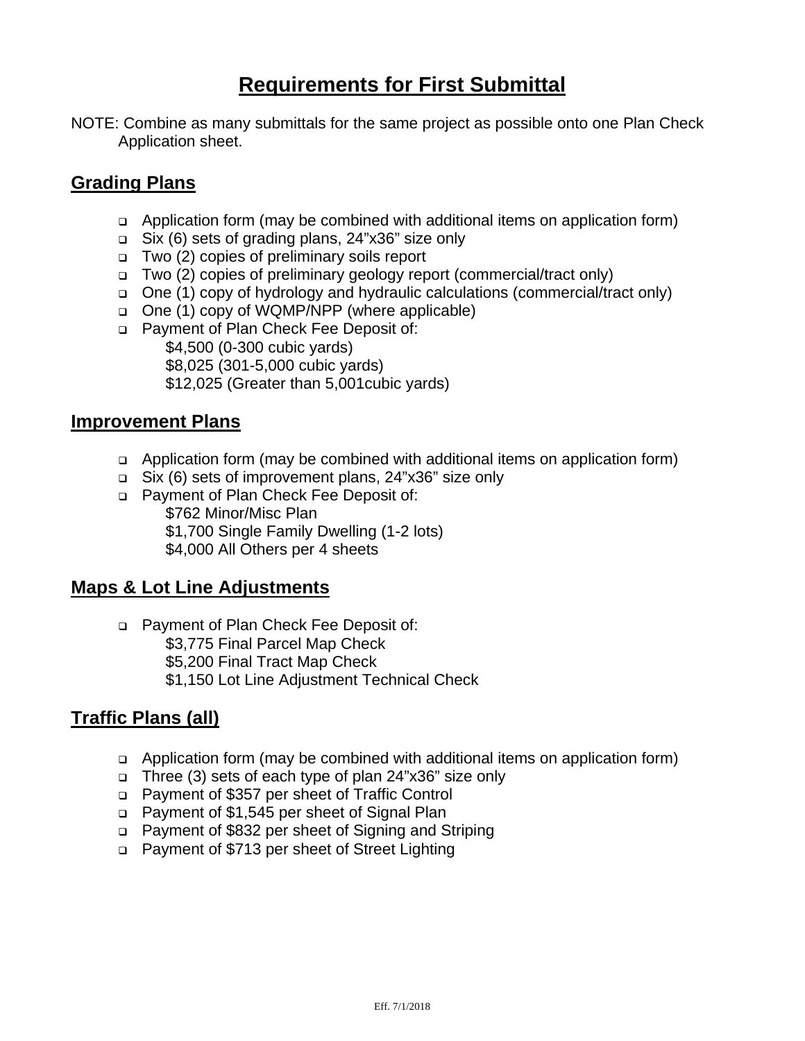# Requirements for First Submittal

NOTE: Combine as many submittals for the same project as possible onto one Plan Check Application sheet.

## Grading Plans

- Application form (may be combined with additional items on application form)
- Six (6) sets of grading plans, 24”x36” size only
- Two (2) copies of preliminary soils report
- Two (2) copies of preliminary geology report (commercial/tract only)
- One (1) copy of hydrology and hydraulic calculations (commercial/tract only)
- One (1) copy of WQMP/NPP (where applicable)
- Payment of Plan Check Fee Deposit of:
  - $4,500 (0-300 cubic yards)
  - $8,025 (301-5,000 cubic yards)
  - $12,025 (Greater than 5,001cubic yards)

## Improvement Plans

- Application form (may be combined with additional items on application form)
- Six (6) sets of improvement plans, 24”x36” size only
- Payment of Plan Check Fee Deposit of:
  - $762 Minor/Misc Plan
  - $1,700 Single Family Dwelling (1-2 lots)
  - $4,000 All Others per 4 sheets

## Maps & Lot Line Adjustments

- Payment of Plan Check Fee Deposit of:
  - $3,775 Final Parcel Map Check
  - $5,200 Final Tract Map Check
  - $1,150 Lot Line Adjustment Technical Check

## Traffic Plans (all)

- Application form (may be combined with additional items on application form)
- Three (3) sets of each type of plan 24”x36” size only
- Payment of $357 per sheet of Traffic Control
- Payment of $1,545 per sheet of Signal Plan
- Payment of $832 per sheet of Signing and Striping
- Payment of $713 per sheet of Street Lighting

Eff. 7/1/2018